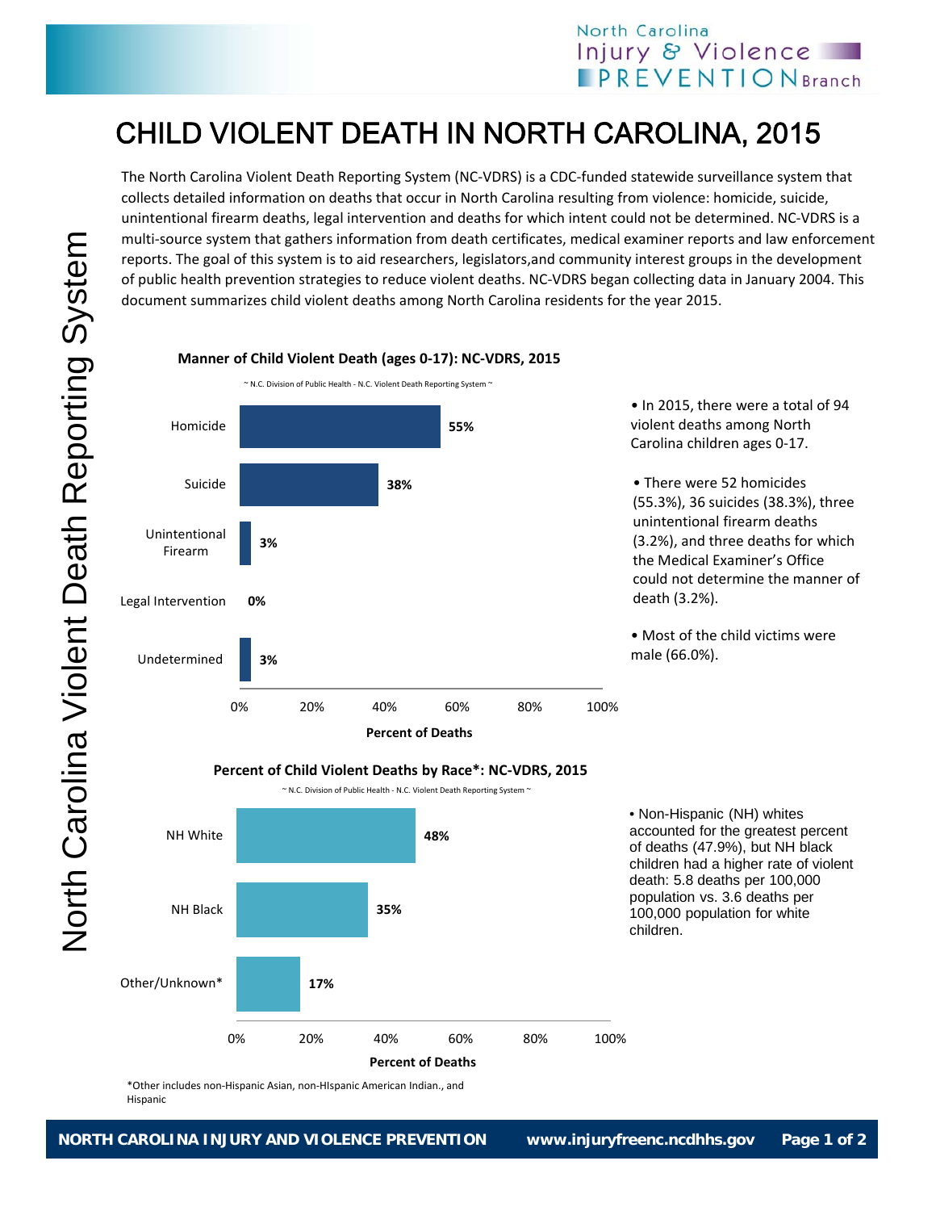# CHILD VIOLENT DEATH IN NORTH CAROLINA, 2015

The North Carolina Violent Death Reporting System (NC-VDRS) is a CDC-funded statewide surveillance system that collects detailed information on deaths that occur in North Carolina resulting from violence: homicide, suicide, unintentional firearm deaths, legal intervention and deaths for which intent could not be determined. NC-VDRS is a multi-source system that gathers information from death certificates, medical examiner reports and law enforcement reports. The goal of this system is to aid researchers, legislators,and community interest groups in the development of public health prevention strategies to reduce violent deaths. NC-VDRS began collecting data in January 2004. This document summarizes child violent deaths among North Carolina residents for the year 2015.

**Manner of Child Violent Death (ages 0-17): NC-VDRS, 2015**

~ N.C. Division of Public Health - N.C. Violent Death Reporting System ~

| Manner | Percent of Deaths |
|---|---|
| Homicide | 55% |
| Suicide | 38% |
| Unintentional Firearm | 3% |
| Legal Intervention | 0% |
| Undetermined | 3% |

- In 2015, there were a total of 94 violent deaths among North Carolina children ages 0-17.
- There were 52 homicides (55.3%), 36 suicides (38.3%), three unintentional firearm deaths (3.2%), and three deaths for which the Medical Examiner's Office could not determine the manner of death (3.2%).
- Most of the child victims were male (66.0%).

**Percent of Child Violent Deaths by Race*: NC-VDRS, 2015**

~ N.C. Division of Public Health - N.C. Violent Death Reporting System ~

| Race | Percent of Deaths |
|---|---|
| NH White | 48% |
| NH Black | 35% |
| Other/Unknown* | 17% |

- Non-Hispanic (NH) whites accounted for the greatest percent of deaths (47.9%), but NH black children had a higher rate of violent death: 5.8 deaths per 100,000 population vs. 3.6 deaths per 100,000 population for white children.

*Other includes non-Hispanic Asian, non-HIspanic American Indian., and Hispanic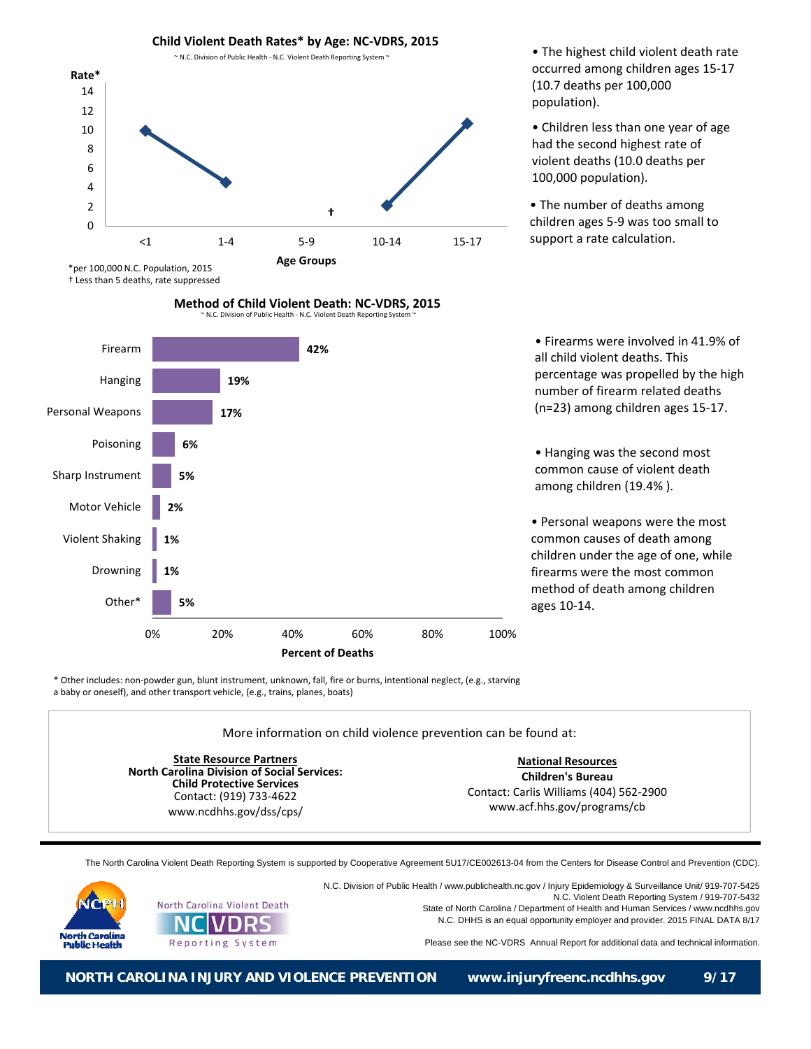## Child Violent Death Rates* by Age: NC-VDRS, 2015

~ N.C. Division of Public Health - N.C. Violent Death Reporting System ~

Rate*

14
12
10
8
6
4
2
0

<1
1-4
5-9
10-14
15-17

†

Age Groups

*per 100,000 N.C. Population, 2015
† Less than 5 deaths, rate suppressed

- The highest child violent death rate occurred among children ages 15-17 (10.7 deaths per 100,000 population).
- Children less than one year of age had the second highest rate of violent deaths (10.0 deaths per 100,000 population).
- The number of deaths among children ages 5-9 was too small to support a rate calculation.

## Method of Child Violent Death: NC-VDRS, 2015

~ N.C. Division of Public Health - N.C. Violent Death Reporting System ~

Firearm 42%
Hanging 19%
Personal Weapons 17%
Poisoning 6%
Sharp Instrument 5%
Motor Vehicle 2%
Violent Shaking 1%
Drowning 1%
Other* 5%

0%
20%
40%
60%
80%
100%

Percent of Deaths

- Firearms were involved in 41.9% of all child violent deaths. This percentage was propelled by the high number of firearm related deaths (n=23) among children ages 15-17.
- Hanging was the second most common cause of violent death among children (19.4% ).
- Personal weapons were the most common causes of death among children under the age of one, while firearms were the most common method of death among children ages 10-14.

\* Other includes: non-powder gun, blunt instrument, unknown, fall, fire or burns, intentional neglect, (e.g., starving a baby or oneself), and other transport vehicle, (e.g., trains, planes, boats)

More information on child violence prevention can be found at:

**State Resource Partners**
**North Carolina Division of Social Services:**
**Child Protective Services**
Contact: (919) 733-4622
www.ncdhhs.gov/dss/cps/

**National Resources**
**Children's Bureau**
Contact: Carlis Williams (404) 562-2900
www.acf.hhs.gov/programs/cb

The North Carolina Violent Death Reporting System is supported by Cooperative Agreement 5U17/CE002613-04 from the Centers for Disease Control and Prevention (CDC).

NCPH North Carolina Public Health

North Carolina Violent Death NC VDRS Reporting System

N.C. Division of Public Health / www.publichealth.nc.gov / Injury Epidemiology & Surveillance Unit/ 919-707-5425
N.C. Violent Death Reporting System / 919-707-5432
State of North Carolina / Department of Health and Human Services / www.ncdhhs.gov
N.C. DHHS is an equal opportunity employer and provider. 2015 FINAL DATA 8/17

Please see the NC-VDRS Annual Report for additional data and technical information.

**NORTH CAROLINA INJURY AND VIOLENCE PREVENTION** **www.injuryfreenc.ncdhhs.gov**